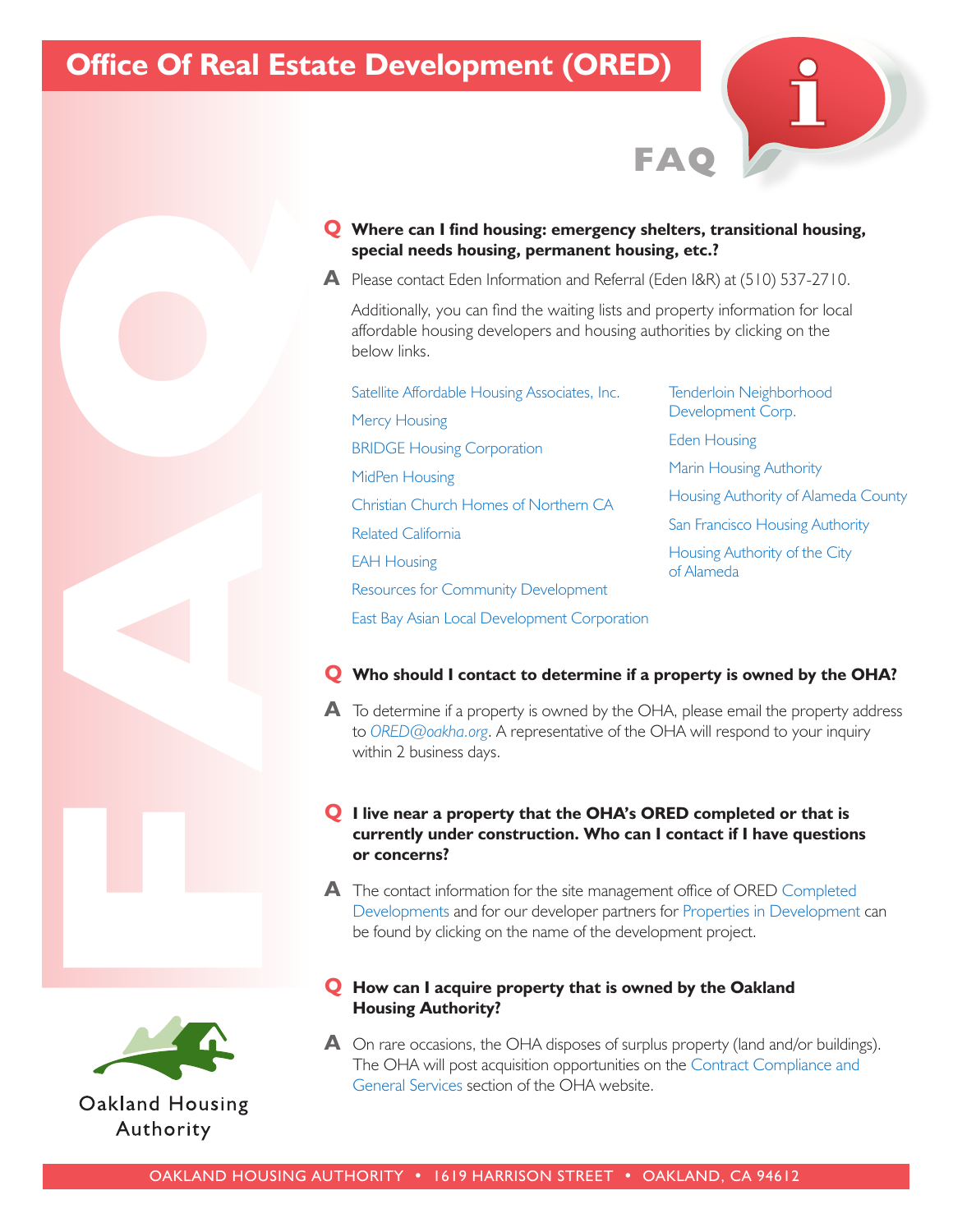# Office Of Real Estate Development (ORED)

## FAQ

**Q Where can I find housing: emergency shelters, transitional housing, special needs housing, permanent housing, etc.?**

**A** Please contact Eden Information and Referral (Eden I&R) at (510) 537-2710.

Additionally, you can find the waiting lists and property information for local affordable housing developers and housing authorities by clicking on the below links.

- Satellite Affordable Housing Associates, Inc.
- Mercy Housing
- BRIDGE Housing Corporation
- MidPen Housing
- Christian Church Homes of Northern CA
- Related California
- EAH Housing
- Resources for Community Development
- East Bay Asian Local Development Corporation
- Tenderloin Neighborhood Development Corp.
- Eden Housing
- Marin Housing Authority
- Housing Authority of Alameda County
- San Francisco Housing Authority
- Housing Authority of the City of Alameda

**Q Who should I contact to determine if a property is owned by the OHA?**

**A** To determine if a property is owned by the OHA, please email the property address to *ORED@oakha.org*. A representative of the OHA will respond to your inquiry within 2 business days.

**Q I live near a property that the OHA's ORED completed or that is currently under construction. Who can I contact if I have questions or concerns?**

**A** The contact information for the site management office of ORED Completed Developments and for our developer partners for Properties in Development can be found by clicking on the name of the development project.

**Q How can I acquire property that is owned by the Oakland Housing Authority?**

**A** On rare occasions, the OHA disposes of surplus property (land and/or buildings). The OHA will post acquisition opportunities on the Contract Compliance and General Services section of the OHA website.

Oakland Housing Authority

OAKLAND HOUSING AUTHORITY • 1619 HARRISON STREET • OAKLAND, CA 94612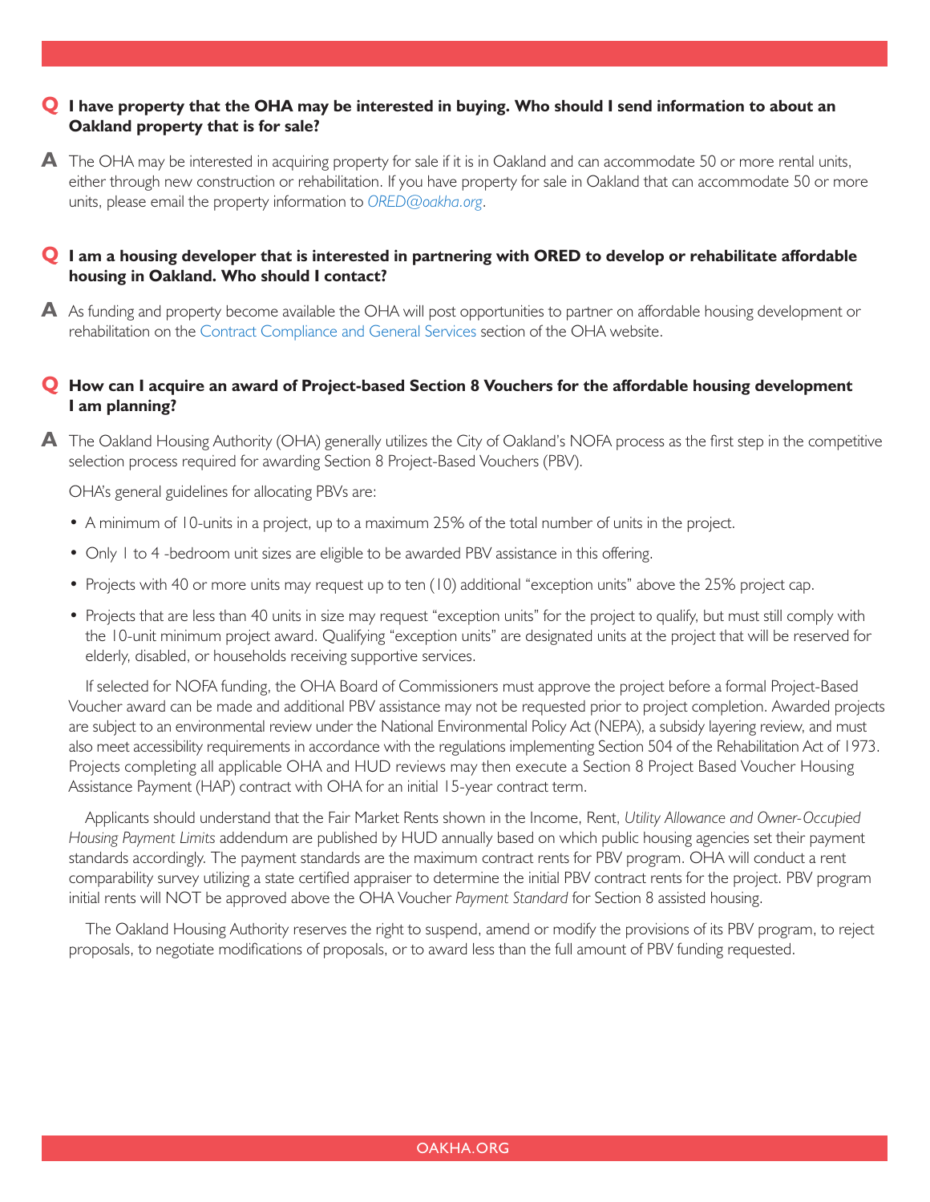**Q I have property that the OHA may be interested in buying. Who should I send information to about an Oakland property that is for sale?**

**A** The OHA may be interested in acquiring property for sale if it is in Oakland and can accommodate 50 or more rental units, either through new construction or rehabilitation. If you have property for sale in Oakland that can accommodate 50 or more units, please email the property information to *ORED@oakha.org*.

**Q I am a housing developer that is interested in partnering with ORED to develop or rehabilitate affordable housing in Oakland. Who should I contact?**

**A** As funding and property become available the OHA will post opportunities to partner on affordable housing development or rehabilitation on the Contract Compliance and General Services section of the OHA website.

**Q How can I acquire an award of Project-based Section 8 Vouchers for the affordable housing development I am planning?**

**A** The Oakland Housing Authority (OHA) generally utilizes the City of Oakland's NOFA process as the first step in the competitive selection process required for awarding Section 8 Project-Based Vouchers (PBV).

OHA's general guidelines for allocating PBVs are:

- A minimum of 10-units in a project, up to a maximum 25% of the total number of units in the project.
- Only 1 to 4 -bedroom unit sizes are eligible to be awarded PBV assistance in this offering.
- Projects with 40 or more units may request up to ten (10) additional "exception units" above the 25% project cap.
- Projects that are less than 40 units in size may request "exception units" for the project to qualify, but must still comply with the 10-unit minimum project award. Qualifying "exception units" are designated units at the project that will be reserved for elderly, disabled, or households receiving supportive services.

If selected for NOFA funding, the OHA Board of Commissioners must approve the project before a formal Project-Based Voucher award can be made and additional PBV assistance may not be requested prior to project completion. Awarded projects are subject to an environmental review under the National Environmental Policy Act (NEPA), a subsidy layering review, and must also meet accessibility requirements in accordance with the regulations implementing Section 504 of the Rehabilitation Act of 1973. Projects completing all applicable OHA and HUD reviews may then execute a Section 8 Project Based Voucher Housing Assistance Payment (HAP) contract with OHA for an initial 15-year contract term.

Applicants should understand that the Fair Market Rents shown in the Income, Rent, *Utility Allowance and Owner-Occupied Housing Payment Limits* addendum are published by HUD annually based on which public housing agencies set their payment standards accordingly. The payment standards are the maximum contract rents for PBV program. OHA will conduct a rent comparability survey utilizing a state certified appraiser to determine the initial PBV contract rents for the project. PBV program initial rents will NOT be approved above the OHA Voucher *Payment Standard* for Section 8 assisted housing.

The Oakland Housing Authority reserves the right to suspend, amend or modify the provisions of its PBV program, to reject proposals, to negotiate modifications of proposals, or to award less than the full amount of PBV funding requested.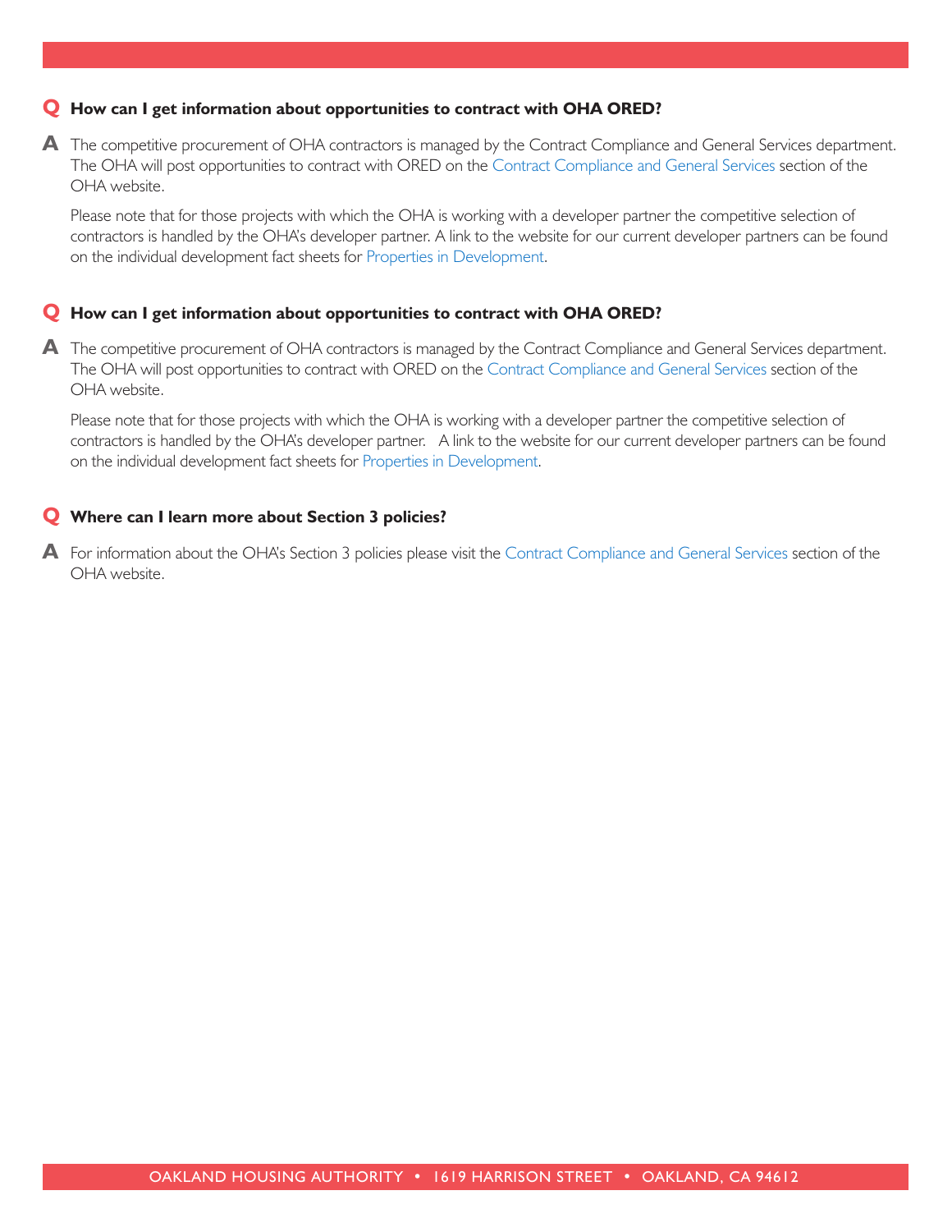**Q How can I get information about opportunities to contract with OHA ORED?**

**A** The competitive procurement of OHA contractors is managed by the Contract Compliance and General Services department. The OHA will post opportunities to contract with ORED on the Contract Compliance and General Services section of the OHA website.

Please note that for those projects with which the OHA is working with a developer partner the competitive selection of contractors is handled by the OHA's developer partner. A link to the website for our current developer partners can be found on the individual development fact sheets for Properties in Development.

**Q How can I get information about opportunities to contract with OHA ORED?**

**A** The competitive procurement of OHA contractors is managed by the Contract Compliance and General Services department. The OHA will post opportunities to contract with ORED on the Contract Compliance and General Services section of the OHA website.

Please note that for those projects with which the OHA is working with a developer partner the competitive selection of contractors is handled by the OHA's developer partner. A link to the website for our current developer partners can be found on the individual development fact sheets for Properties in Development.

**Q Where can I learn more about Section 3 policies?**

**A** For information about the OHA's Section 3 policies please visit the Contract Compliance and General Services section of the OHA website.